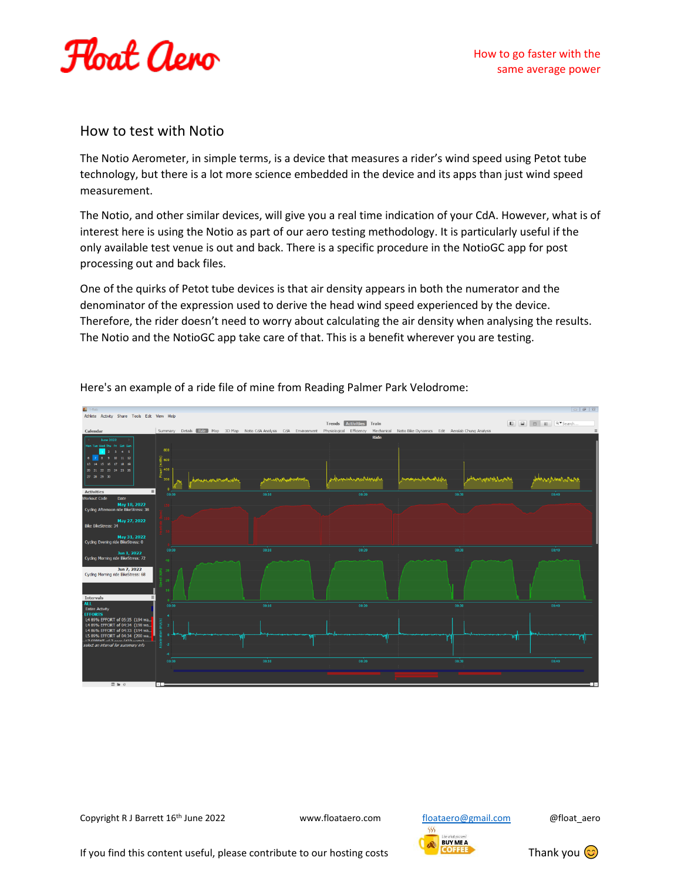## How to test with Notio

The Notio Aerometer, in simple terms, is a device that measures a rider's wind speed using Petot tube technology, but there is a lot more science embedded in the device and its apps than just wind speed measurement.

The Notio, and other similar devices, will give you a real time indication of your CdA. However, what is of interest here is using the Notio as part of our aero testing methodology. It is particularly useful if the only available test venue is out and back. There is a specific procedure in the NotioGC app for post processing out and back files.

One of the quirks of Petot tube devices is that air density appears in both the numerator and the denominator of the expression used to derive the head wind speed experienced by the device. Therefore, the rider doesn't need to worry about calculating the air density when analysing the results. The Notio and the NotioGC app take care of that. This is a benefit wherever you are testing.

Here's an example of a ride file of mine from Reading Palmer Park Velodrome:

Copyright R J Barrett 16th June 2022 www.floataero.com floataero@gmail.com @float_aero

If you find this content useful, please contribute to our hosting costs Thank you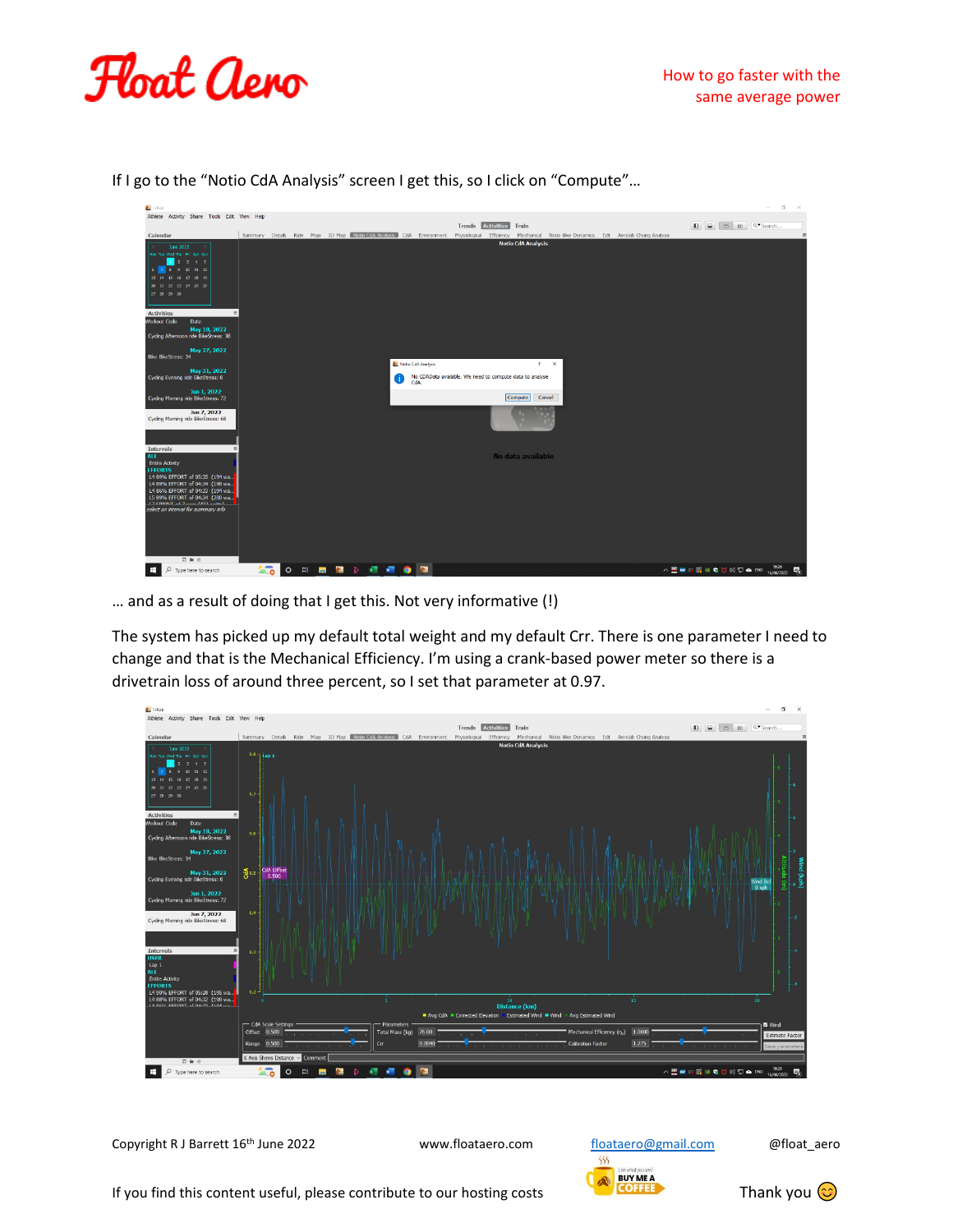If I go to the "Notio CdA Analysis" screen I get this, so I click on "Compute"…

… and as a result of doing that I get this. Not very informative (!)

The system has picked up my default total weight and my default Crr. There is one parameter I need to change and that is the Mechanical Efficiency. I'm using a crank-based power meter so there is a drivetrain loss of around three percent, so I set that parameter at 0.97.

If you find this content useful, please contribute to our hosting costs

Thank you 😊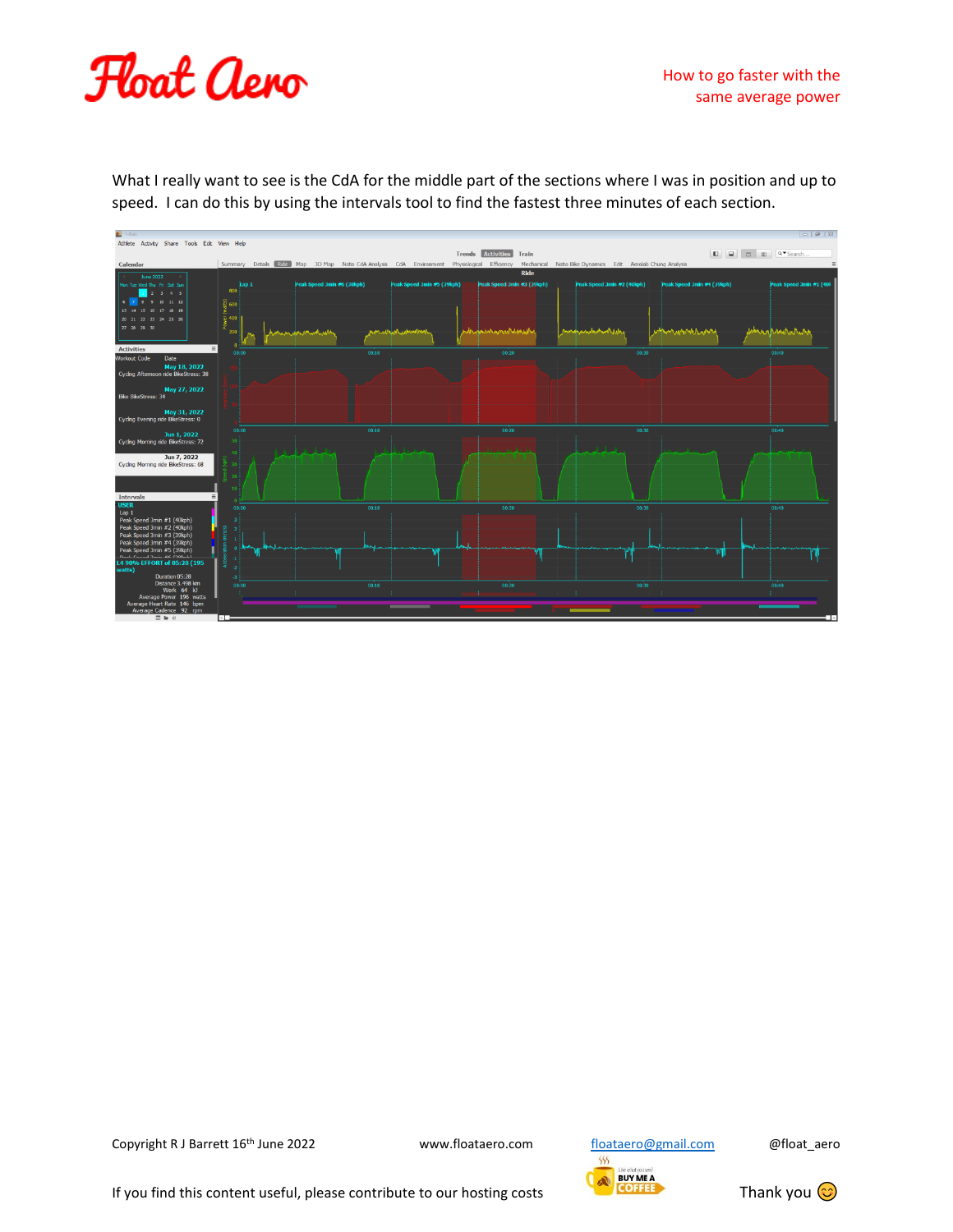What I really want to see is the CdA for the middle part of the sections where I was in position and up to speed. I can do this by using the intervals tool to find the fastest three minutes of each section.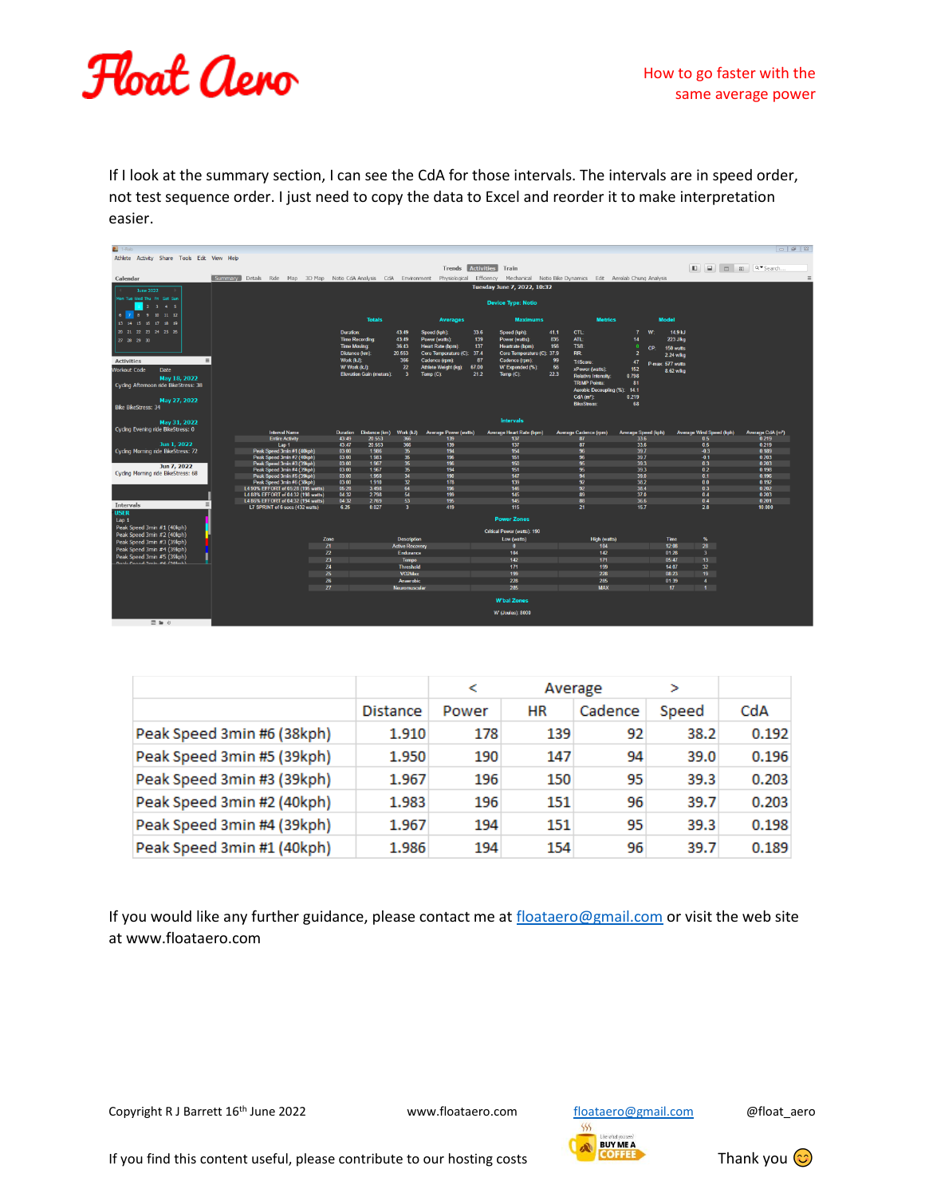If I look at the summary section, I can see the CdA for those intervals. The intervals are in speed order, not test sequence order. I just need to copy the data to Excel and reorder it to make interpretation easier.

| | | < | Average | | > | |
|---|---|---|---|---|---|---|
| | Distance | Power | HR | Cadence | Speed | CdA |
| Peak Speed 3min #6 (38kph) | 1.910 | 178 | 139 | 92 | 38.2 | 0.192 |
| Peak Speed 3min #5 (39kph) | 1.950 | 190 | 147 | 94 | 39.0 | 0.196 |
| Peak Speed 3min #3 (39kph) | 1.967 | 196 | 150 | 95 | 39.3 | 0.203 |
| Peak Speed 3min #2 (40kph) | 1.983 | 196 | 151 | 96 | 39.7 | 0.203 |
| Peak Speed 3min #4 (39kph) | 1.967 | 194 | 151 | 95 | 39.3 | 0.198 |
| Peak Speed 3min #1 (40kph) | 1.986 | 194 | 154 | 96 | 39.7 | 0.189 |

If you would like any further guidance, please contact me at floataero@gmail.com or visit the web site at www.floataero.com